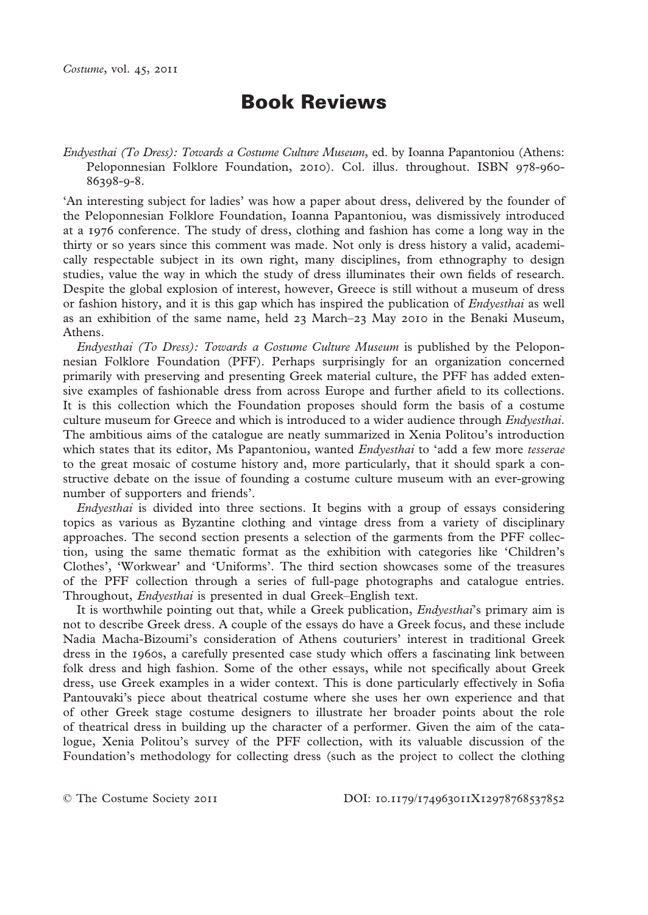# Book Reviews

*Endyesthai (To Dress): Towards a Costume Culture Museum*, ed. by Ioanna Papantoniou (Athens: Peloponnesian Folklore Foundation, 2010). Col. illus. throughout. ISBN 978-960-86398-9-8.

'An interesting subject for ladies' was how a paper about dress, delivered by the founder of the Peloponnesian Folklore Foundation, Ioanna Papantoniou, was dismissively introduced at a 1976 conference. The study of dress, clothing and fashion has come a long way in the thirty or so years since this comment was made. Not only is dress history a valid, academically respectable subject in its own right, many disciplines, from ethnography to design studies, value the way in which the study of dress illuminates their own fields of research. Despite the global explosion of interest, however, Greece is still without a museum of dress or fashion history, and it is this gap which has inspired the publication of *Endyesthai* as well as an exhibition of the same name, held 23 March–23 May 2010 in the Benaki Museum, Athens.

*Endyesthai (To Dress): Towards a Costume Culture Museum* is published by the Peloponnesian Folklore Foundation (PFF). Perhaps surprisingly for an organization concerned primarily with preserving and presenting Greek material culture, the PFF has added extensive examples of fashionable dress from across Europe and further afield to its collections. It is this collection which the Foundation proposes should form the basis of a costume culture museum for Greece and which is introduced to a wider audience through *Endyesthai*. The ambitious aims of the catalogue are neatly summarized in Xenia Politou's introduction which states that its editor, Ms Papantoniou, wanted *Endyesthai* to 'add a few more *tesserae* to the great mosaic of costume history and, more particularly, that it should spark a constructive debate on the issue of founding a costume culture museum with an ever-growing number of supporters and friends'.

*Endyesthai* is divided into three sections. It begins with a group of essays considering topics as various as Byzantine clothing and vintage dress from a variety of disciplinary approaches. The second section presents a selection of the garments from the PFF collection, using the same thematic format as the exhibition with categories like 'Children's Clothes', 'Workwear' and 'Uniforms'. The third section showcases some of the treasures of the PFF collection through a series of full-page photographs and catalogue entries. Throughout, *Endyesthai* is presented in dual Greek–English text.

It is worthwhile pointing out that, while a Greek publication, *Endyesthai*'s primary aim is not to describe Greek dress. A couple of the essays do have a Greek focus, and these include Nadia Macha-Bizoumi's consideration of Athens couturiers' interest in traditional Greek dress in the 1960s, a carefully presented case study which offers a fascinating link between folk dress and high fashion. Some of the other essays, while not specifically about Greek dress, use Greek examples in a wider context. This is done particularly effectively in Sofia Pantouvaki's piece about theatrical costume where she uses her own experience and that of other Greek stage costume designers to illustrate her broader points about the role of theatrical dress in building up the character of a performer. Given the aim of the catalogue, Xenia Politou's survey of the PFF collection, with its valuable discussion of the Foundation's methodology for collecting dress (such as the project to collect the clothing

© The Costume Society 2011 DOI: 10.1179/174963011X12978768537852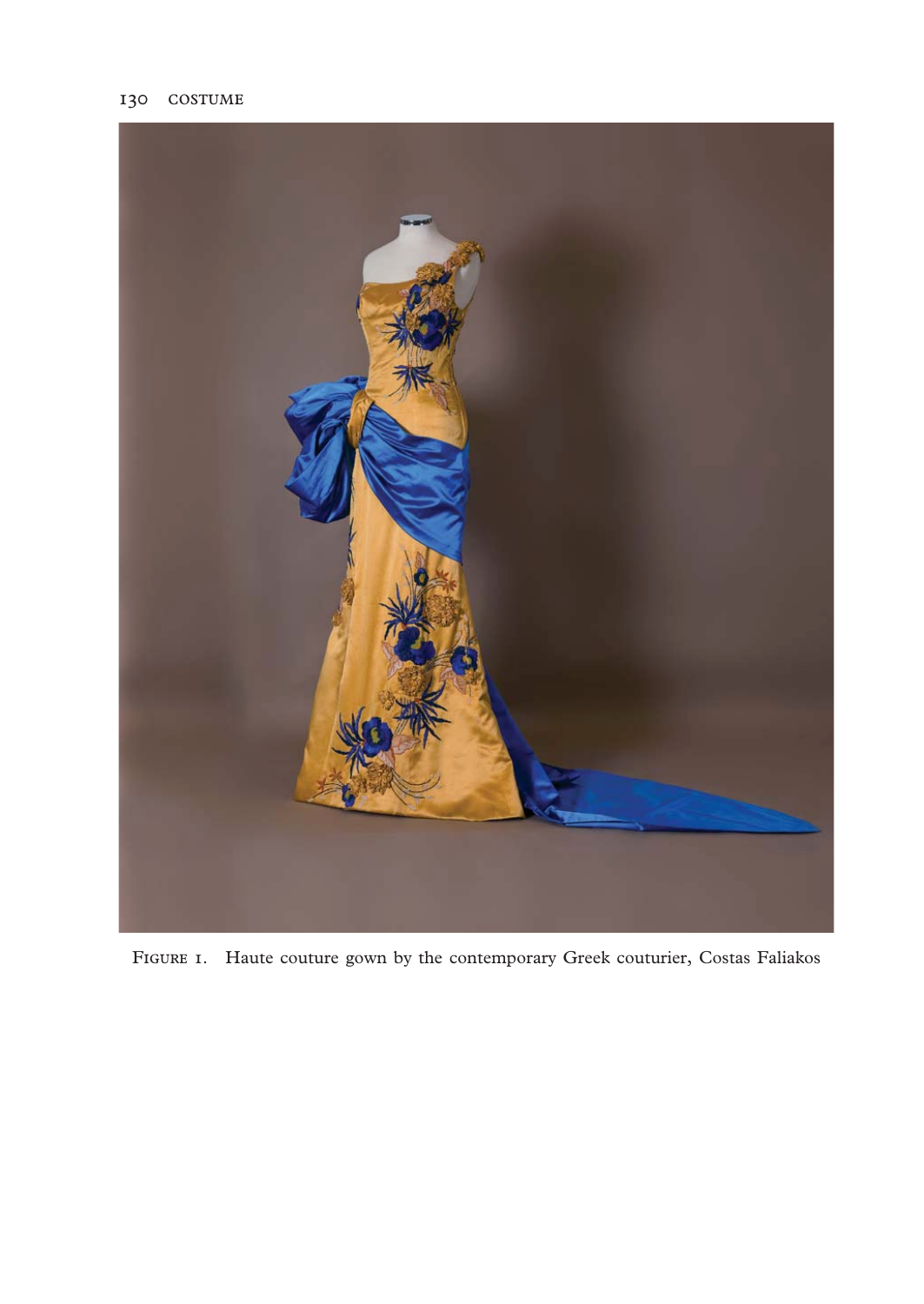Figure 1. Haute couture gown by the contemporary Greek couturier, Costas Faliakos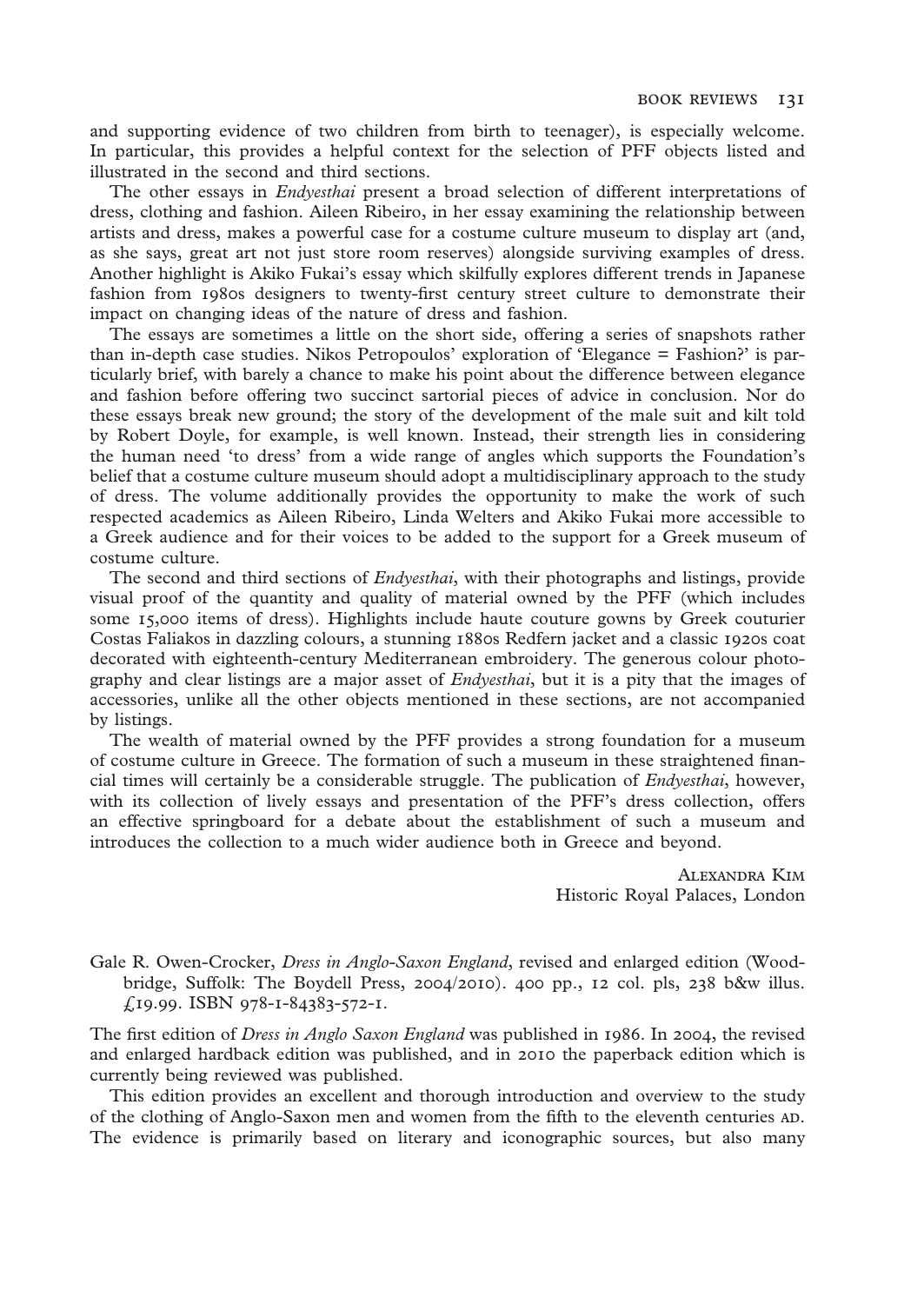and supporting evidence of two children from birth to teenager), is especially welcome. In particular, this provides a helpful context for the selection of PFF objects listed and illustrated in the second and third sections.

The other essays in *Endyesthai* present a broad selection of different interpretations of dress, clothing and fashion. Aileen Ribeiro, in her essay examining the relationship between artists and dress, makes a powerful case for a costume culture museum to display art (and, as she says, great art not just store room reserves) alongside surviving examples of dress. Another highlight is Akiko Fukai's essay which skilfully explores different trends in Japanese fashion from 1980s designers to twenty-first century street culture to demonstrate their impact on changing ideas of the nature of dress and fashion.

The essays are sometimes a little on the short side, offering a series of snapshots rather than in-depth case studies. Nikos Petropoulos' exploration of 'Elegance = Fashion?' is particularly brief, with barely a chance to make his point about the difference between elegance and fashion before offering two succinct sartorial pieces of advice in conclusion. Nor do these essays break new ground; the story of the development of the male suit and kilt told by Robert Doyle, for example, is well known. Instead, their strength lies in considering the human need 'to dress' from a wide range of angles which supports the Foundation's belief that a costume culture museum should adopt a multidisciplinary approach to the study of dress. The volume additionally provides the opportunity to make the work of such respected academics as Aileen Ribeiro, Linda Welters and Akiko Fukai more accessible to a Greek audience and for their voices to be added to the support for a Greek museum of costume culture.

The second and third sections of *Endyesthai*, with their photographs and listings, provide visual proof of the quantity and quality of material owned by the PFF (which includes some 15,000 items of dress). Highlights include haute couture gowns by Greek couturier Costas Faliakos in dazzling colours, a stunning 1880s Redfern jacket and a classic 1920s coat decorated with eighteenth-century Mediterranean embroidery. The generous colour photography and clear listings are a major asset of *Endyesthai*, but it is a pity that the images of accessories, unlike all the other objects mentioned in these sections, are not accompanied by listings.

The wealth of material owned by the PFF provides a strong foundation for a museum of costume culture in Greece. The formation of such a museum in these straightened financial times will certainly be a considerable struggle. The publication of *Endyesthai*, however, with its collection of lively essays and presentation of the PFF's dress collection, offers an effective springboard for a debate about the establishment of such a museum and introduces the collection to a much wider audience both in Greece and beyond.

Alexandra Kim
Historic Royal Palaces, London

Gale R. Owen-Crocker, *Dress in Anglo-Saxon England*, revised and enlarged edition (Woodbridge, Suffolk: The Boydell Press, 2004/2010). 400 pp., 12 col. pls, 238 b&w illus. £19.99. ISBN 978-1-84383-572-1.

The first edition of *Dress in Anglo Saxon England* was published in 1986. In 2004, the revised and enlarged hardback edition was published, and in 2010 the paperback edition which is currently being reviewed was published.

This edition provides an excellent and thorough introduction and overview to the study of the clothing of Anglo-Saxon men and women from the fifth to the eleventh centuries AD. The evidence is primarily based on literary and iconographic sources, but also many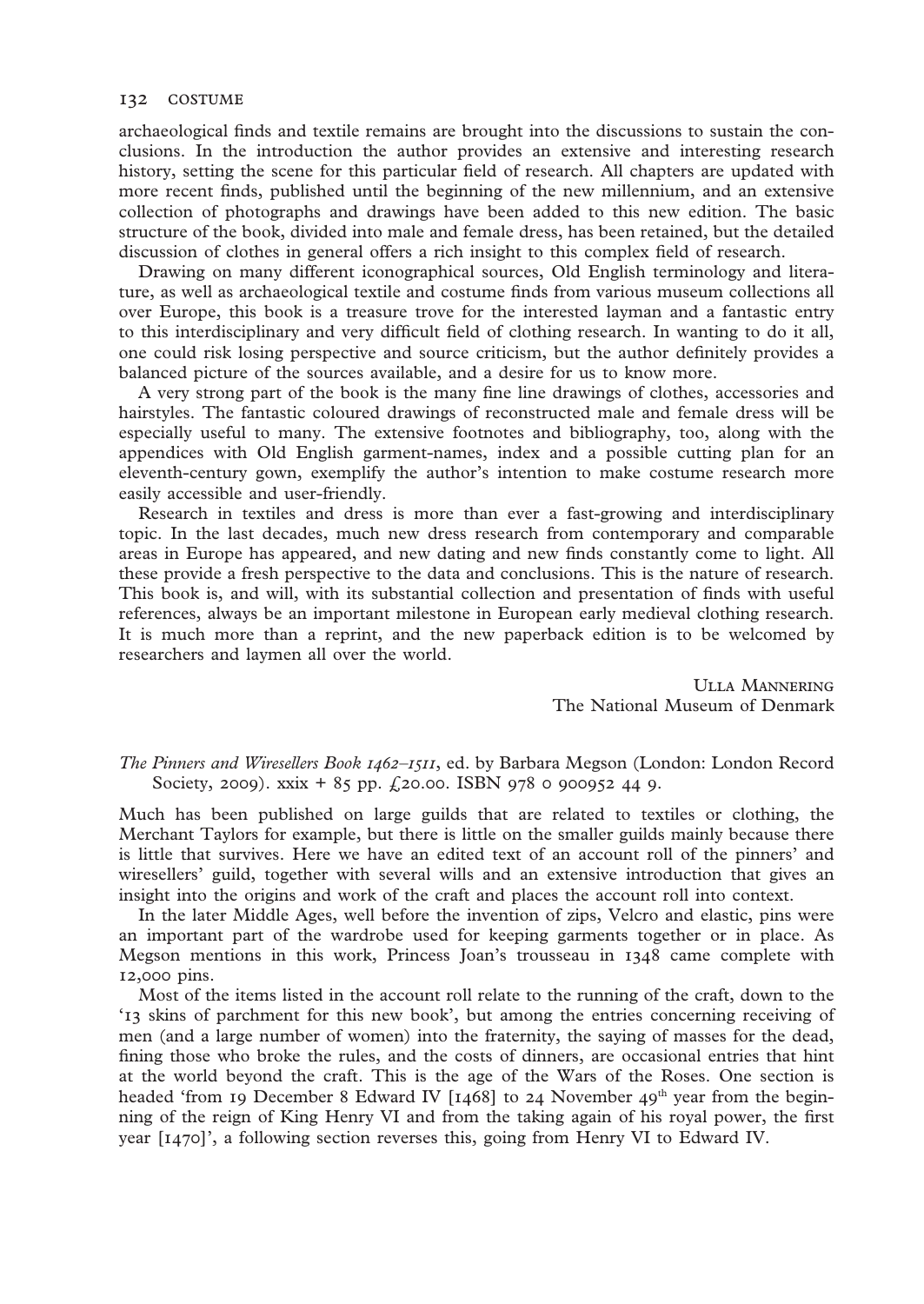archaeological finds and textile remains are brought into the discussions to sustain the conclusions. In the introduction the author provides an extensive and interesting research history, setting the scene for this particular field of research. All chapters are updated with more recent finds, published until the beginning of the new millennium, and an extensive collection of photographs and drawings have been added to this new edition. The basic structure of the book, divided into male and female dress, has been retained, but the detailed discussion of clothes in general offers a rich insight to this complex field of research.

Drawing on many different iconographical sources, Old English terminology and literature, as well as archaeological textile and costume finds from various museum collections all over Europe, this book is a treasure trove for the interested layman and a fantastic entry to this interdisciplinary and very difficult field of clothing research. In wanting to do it all, one could risk losing perspective and source criticism, but the author definitely provides a balanced picture of the sources available, and a desire for us to know more.

A very strong part of the book is the many fine line drawings of clothes, accessories and hairstyles. The fantastic coloured drawings of reconstructed male and female dress will be especially useful to many. The extensive footnotes and bibliography, too, along with the appendices with Old English garment-names, index and a possible cutting plan for an eleventh-century gown, exemplify the author's intention to make costume research more easily accessible and user-friendly.

Research in textiles and dress is more than ever a fast-growing and interdisciplinary topic. In the last decades, much new dress research from contemporary and comparable areas in Europe has appeared, and new dating and new finds constantly come to light. All these provide a fresh perspective to the data and conclusions. This is the nature of research. This book is, and will, with its substantial collection and presentation of finds with useful references, always be an important milestone in European early medieval clothing research. It is much more than a reprint, and the new paperback edition is to be welcomed by researchers and laymen all over the world.

ULLA MANNERING
The National Museum of Denmark

*The Pinners and Wiresellers Book 1462–1511*, ed. by Barbara Megson (London: London Record Society, 2009). xxix + 85 pp. £20.00. ISBN 978 0 900952 44 9.

Much has been published on large guilds that are related to textiles or clothing, the Merchant Taylors for example, but there is little on the smaller guilds mainly because there is little that survives. Here we have an edited text of an account roll of the pinners' and wiresellers' guild, together with several wills and an extensive introduction that gives an insight into the origins and work of the craft and places the account roll into context.

In the later Middle Ages, well before the invention of zips, Velcro and elastic, pins were an important part of the wardrobe used for keeping garments together or in place. As Megson mentions in this work, Princess Joan's trousseau in 1348 came complete with 12,000 pins.

Most of the items listed in the account roll relate to the running of the craft, down to the '13 skins of parchment for this new book', but among the entries concerning receiving of men (and a large number of women) into the fraternity, the saying of masses for the dead, fining those who broke the rules, and the costs of dinners, are occasional entries that hint at the world beyond the craft. This is the age of the Wars of the Roses. One section is headed 'from 19 December 8 Edward IV [1468] to 24 November 49th year from the beginning of the reign of King Henry VI and from the taking again of his royal power, the first year [1470]', a following section reverses this, going from Henry VI to Edward IV.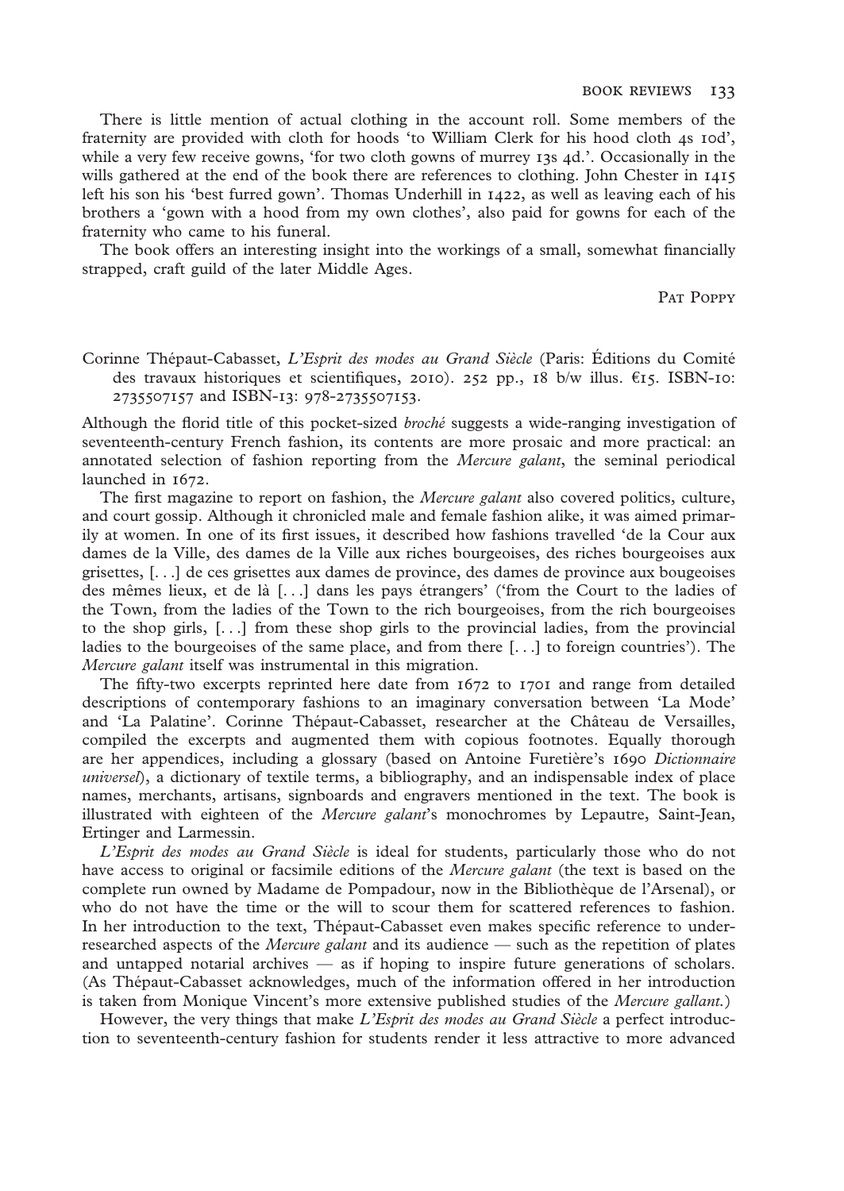There is little mention of actual clothing in the account roll. Some members of the fraternity are provided with cloth for hoods 'to William Clerk for his hood cloth 4s 10d', while a very few receive gowns, 'for two cloth gowns of murrey 13s 4d.'. Occasionally in the wills gathered at the end of the book there are references to clothing. John Chester in 1415 left his son his 'best furred gown'. Thomas Underhill in 1422, as well as leaving each of his brothers a 'gown with a hood from my own clothes', also paid for gowns for each of the fraternity who came to his funeral.

The book offers an interesting insight into the workings of a small, somewhat financially strapped, craft guild of the later Middle Ages.

PAT POPPY

Corinne Thépaut-Cabasset, *L'Esprit des modes au Grand Siècle* (Paris: Éditions du Comité des travaux historiques et scientifiques, 2010). 252 pp., 18 b/w illus. €15. ISBN-10: 2735507157 and ISBN-13: 978-2735507153.

Although the florid title of this pocket-sized *broché* suggests a wide-ranging investigation of seventeenth-century French fashion, its contents are more prosaic and more practical: an annotated selection of fashion reporting from the *Mercure galant*, the seminal periodical launched in 1672.

The first magazine to report on fashion, the *Mercure galant* also covered politics, culture, and court gossip. Although it chronicled male and female fashion alike, it was aimed primarily at women. In one of its first issues, it described how fashions travelled 'de la Cour aux dames de la Ville, des dames de la Ville aux riches bourgeoises, des riches bourgeoises aux grisettes, [. . .] de ces grisettes aux dames de province, des dames de province aux bougeoises des mêmes lieux, et de là [. . .] dans les pays étrangers' ('from the Court to the ladies of the Town, from the ladies of the Town to the rich bourgeoises, from the rich bourgeoises to the shop girls, [. . .] from these shop girls to the provincial ladies, from the provincial ladies to the bourgeoises of the same place, and from there [. . .] to foreign countries'). The *Mercure galant* itself was instrumental in this migration.

The fifty-two excerpts reprinted here date from 1672 to 1701 and range from detailed descriptions of contemporary fashions to an imaginary conversation between 'La Mode' and 'La Palatine'. Corinne Thépaut-Cabasset, researcher at the Château de Versailles, compiled the excerpts and augmented them with copious footnotes. Equally thorough are her appendices, including a glossary (based on Antoine Furetière's 1690 *Dictionnaire universel*), a dictionary of textile terms, a bibliography, and an indispensable index of place names, merchants, artisans, signboards and engravers mentioned in the text. The book is illustrated with eighteen of the *Mercure galant*'s monochromes by Lepautre, Saint-Jean, Ertinger and Larmessin.

*L'Esprit des modes au Grand Siècle* is ideal for students, particularly those who do not have access to original or facsimile editions of the *Mercure galant* (the text is based on the complete run owned by Madame de Pompadour, now in the Bibliothèque de l'Arsenal), or who do not have the time or the will to scour them for scattered references to fashion. In her introduction to the text, Thépaut-Cabasset even makes specific reference to under-researched aspects of the *Mercure galant* and its audience — such as the repetition of plates and untapped notarial archives — as if hoping to inspire future generations of scholars. (As Thépaut-Cabasset acknowledges, much of the information offered in her introduction is taken from Monique Vincent's more extensive published studies of the *Mercure gallant.*)

However, the very things that make *L'Esprit des modes au Grand Siècle* a perfect introduction to seventeenth-century fashion for students render it less attractive to more advanced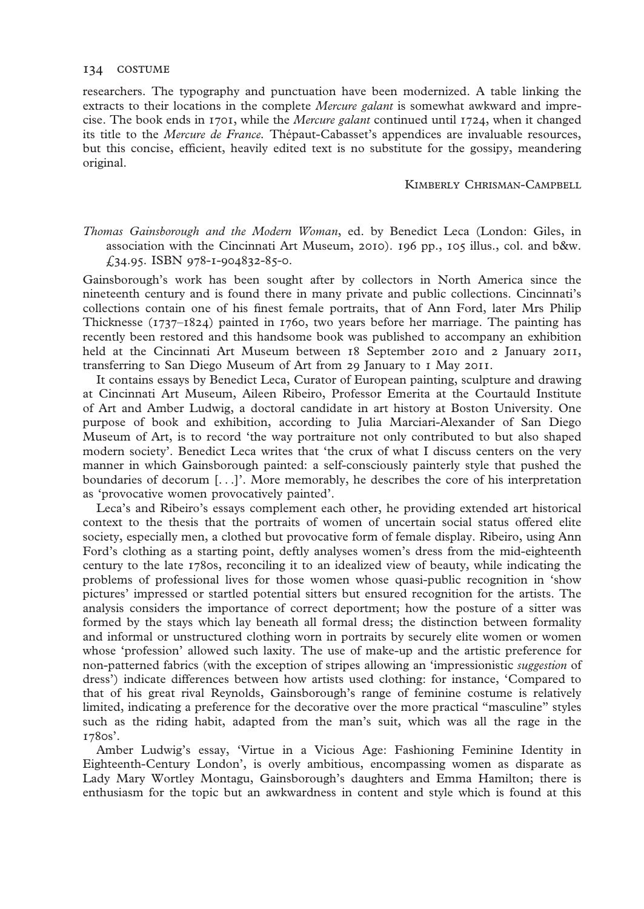researchers. The typography and punctuation have been modernized. A table linking the extracts to their locations in the complete *Mercure galant* is somewhat awkward and imprecise. The book ends in 1701, while the *Mercure galant* continued until 1724, when it changed its title to the *Mercure de France*. Thépaut-Cabasset's appendices are invaluable resources, but this concise, efficient, heavily edited text is no substitute for the gossipy, meandering original.

KIMBERLY CHRISMAN-CAMPBELL

*Thomas Gainsborough and the Modern Woman*, ed. by Benedict Leca (London: Giles, in association with the Cincinnati Art Museum, 2010). 196 pp., 105 illus., col. and b&w. £34.95. ISBN 978-1-904832-85-0.

Gainsborough's work has been sought after by collectors in North America since the nineteenth century and is found there in many private and public collections. Cincinnati's collections contain one of his finest female portraits, that of Ann Ford, later Mrs Philip Thicknesse (1737–1824) painted in 1760, two years before her marriage. The painting has recently been restored and this handsome book was published to accompany an exhibition held at the Cincinnati Art Museum between 18 September 2010 and 2 January 2011, transferring to San Diego Museum of Art from 29 January to 1 May 2011.

It contains essays by Benedict Leca, Curator of European painting, sculpture and drawing at Cincinnati Art Museum, Aileen Ribeiro, Professor Emerita at the Courtauld Institute of Art and Amber Ludwig, a doctoral candidate in art history at Boston University. One purpose of book and exhibition, according to Julia Marciari-Alexander of San Diego Museum of Art, is to record 'the way portraiture not only contributed to but also shaped modern society'. Benedict Leca writes that 'the crux of what I discuss centers on the very manner in which Gainsborough painted: a self-consciously painterly style that pushed the boundaries of decorum [. . .]'. More memorably, he describes the core of his interpretation as 'provocative women provocatively painted'.

Leca's and Ribeiro's essays complement each other, he providing extended art historical context to the thesis that the portraits of women of uncertain social status offered elite society, especially men, a clothed but provocative form of female display. Ribeiro, using Ann Ford's clothing as a starting point, deftly analyses women's dress from the mid-eighteenth century to the late 1780s, reconciling it to an idealized view of beauty, while indicating the problems of professional lives for those women whose quasi-public recognition in 'show pictures' impressed or startled potential sitters but ensured recognition for the artists. The analysis considers the importance of correct deportment; how the posture of a sitter was formed by the stays which lay beneath all formal dress; the distinction between formality and informal or unstructured clothing worn in portraits by securely elite women or women whose 'profession' allowed such laxity. The use of make-up and the artistic preference for non-patterned fabrics (with the exception of stripes allowing an 'impressionistic *suggestion* of dress') indicate differences between how artists used clothing: for instance, 'Compared to that of his great rival Reynolds, Gainsborough's range of feminine costume is relatively limited, indicating a preference for the decorative over the more practical "masculine" styles such as the riding habit, adapted from the man's suit, which was all the rage in the 1780s'.

Amber Ludwig's essay, 'Virtue in a Vicious Age: Fashioning Feminine Identity in Eighteenth-Century London', is overly ambitious, encompassing women as disparate as Lady Mary Wortley Montagu, Gainsborough's daughters and Emma Hamilton; there is enthusiasm for the topic but an awkwardness in content and style which is found at this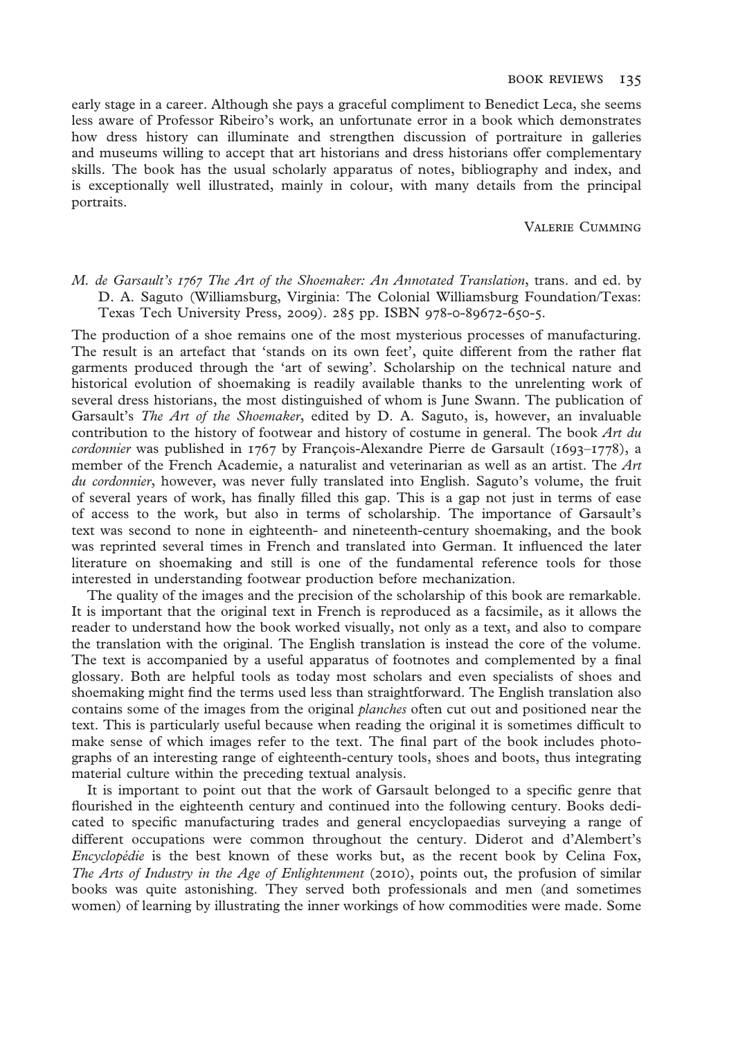early stage in a career. Although she pays a graceful compliment to Benedict Leca, she seems less aware of Professor Ribeiro's work, an unfortunate error in a book which demonstrates how dress history can illuminate and strengthen discussion of portraiture in galleries and museums willing to accept that art historians and dress historians offer complementary skills. The book has the usual scholarly apparatus of notes, bibliography and index, and is exceptionally well illustrated, mainly in colour, with many details from the principal portraits.

VALERIE CUMMING

*M. de Garsault's 1767 The Art of the Shoemaker: An Annotated Translation*, trans. and ed. by D. A. Saguto (Williamsburg, Virginia: The Colonial Williamsburg Foundation/Texas: Texas Tech University Press, 2009). 285 pp. ISBN 978-0-89672-650-5.

The production of a shoe remains one of the most mysterious processes of manufacturing. The result is an artefact that 'stands on its own feet', quite different from the rather flat garments produced through the 'art of sewing'. Scholarship on the technical nature and historical evolution of shoemaking is readily available thanks to the unrelenting work of several dress historians, the most distinguished of whom is June Swann. The publication of Garsault's *The Art of the Shoemaker*, edited by D. A. Saguto, is, however, an invaluable contribution to the history of footwear and history of costume in general. The book *Art du cordonnier* was published in 1767 by François-Alexandre Pierre de Garsault (1693–1778), a member of the French Academie, a naturalist and veterinarian as well as an artist. The *Art du cordonnier*, however, was never fully translated into English. Saguto's volume, the fruit of several years of work, has finally filled this gap. This is a gap not just in terms of ease of access to the work, but also in terms of scholarship. The importance of Garsault's text was second to none in eighteenth- and nineteenth-century shoemaking, and the book was reprinted several times in French and translated into German. It influenced the later literature on shoemaking and still is one of the fundamental reference tools for those interested in understanding footwear production before mechanization.

The quality of the images and the precision of the scholarship of this book are remarkable. It is important that the original text in French is reproduced as a facsimile, as it allows the reader to understand how the book worked visually, not only as a text, and also to compare the translation with the original. The English translation is instead the core of the volume. The text is accompanied by a useful apparatus of footnotes and complemented by a final glossary. Both are helpful tools as today most scholars and even specialists of shoes and shoemaking might find the terms used less than straightforward. The English translation also contains some of the images from the original *planches* often cut out and positioned near the text. This is particularly useful because when reading the original it is sometimes difficult to make sense of which images refer to the text. The final part of the book includes photographs of an interesting range of eighteenth-century tools, shoes and boots, thus integrating material culture within the preceding textual analysis.

It is important to point out that the work of Garsault belonged to a specific genre that flourished in the eighteenth century and continued into the following century. Books dedicated to specific manufacturing trades and general encyclopaedias surveying a range of different occupations were common throughout the century. Diderot and d'Alembert's *Encyclopédie* is the best known of these works but, as the recent book by Celina Fox, *The Arts of Industry in the Age of Enlightenment* (2010), points out, the profusion of similar books was quite astonishing. They served both professionals and men (and sometimes women) of learning by illustrating the inner workings of how commodities were made. Some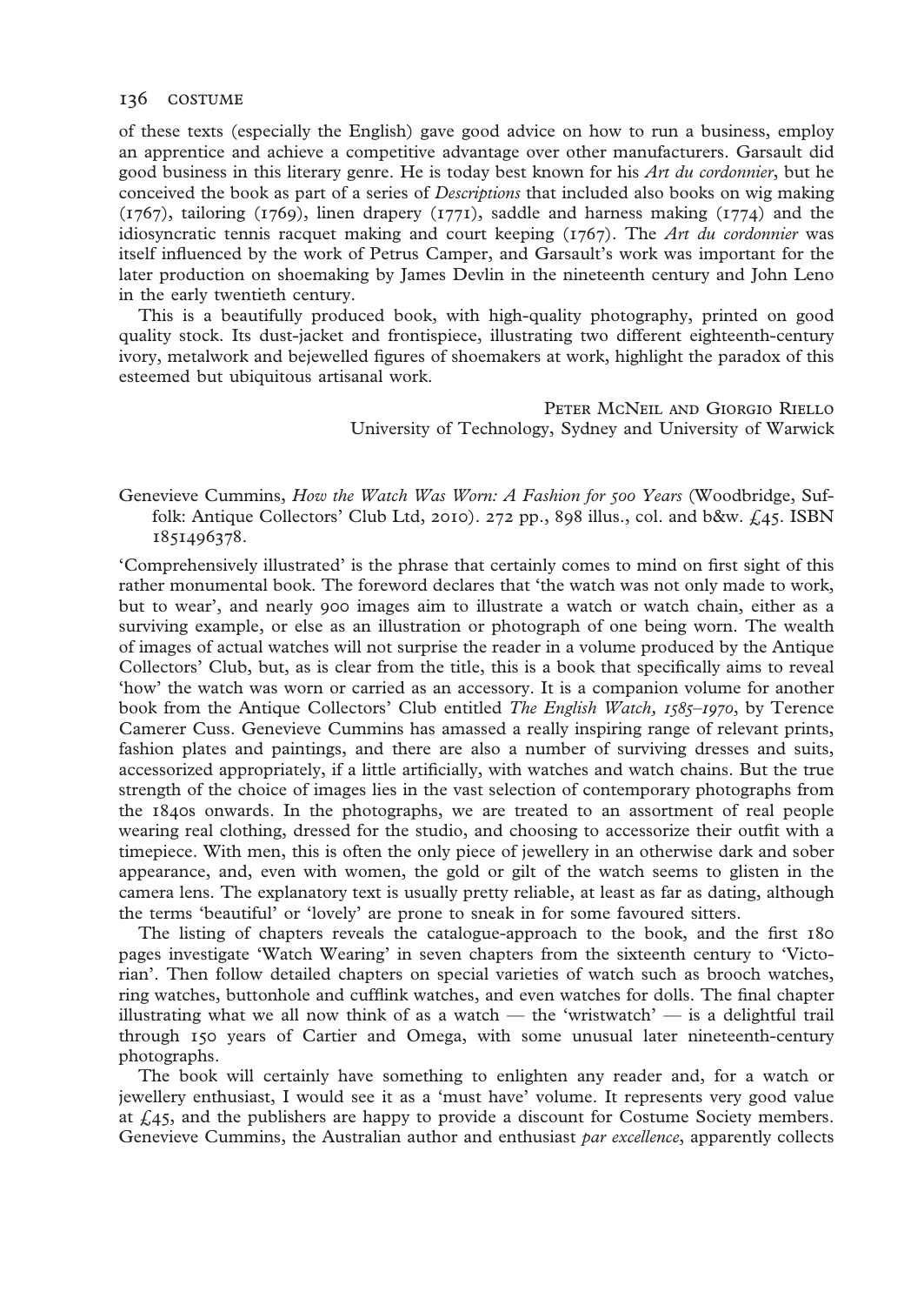of these texts (especially the English) gave good advice on how to run a business, employ an apprentice and achieve a competitive advantage over other manufacturers. Garsault did good business in this literary genre. He is today best known for his *Art du cordonnier*, but he conceived the book as part of a series of *Descriptions* that included also books on wig making (1767), tailoring (1769), linen drapery (1771), saddle and harness making (1774) and the idiosyncratic tennis racquet making and court keeping (1767). The *Art du cordonnier* was itself influenced by the work of Petrus Camper, and Garsault's work was important for the later production on shoemaking by James Devlin in the nineteenth century and John Leno in the early twentieth century.

This is a beautifully produced book, with high-quality photography, printed on good quality stock. Its dust-jacket and frontispiece, illustrating two different eighteenth-century ivory, metalwork and bejewelled figures of shoemakers at work, highlight the paradox of this esteemed but ubiquitous artisanal work.

Peter McNeil and Giorgio Riello
University of Technology, Sydney and University of Warwick

Genevieve Cummins, *How the Watch Was Worn: A Fashion for 500 Years* (Woodbridge, Suffolk: Antique Collectors' Club Ltd, 2010). 272 pp., 898 illus., col. and b&w. £45. ISBN 1851496378.

'Comprehensively illustrated' is the phrase that certainly comes to mind on first sight of this rather monumental book. The foreword declares that 'the watch was not only made to work, but to wear', and nearly 900 images aim to illustrate a watch or watch chain, either as a surviving example, or else as an illustration or photograph of one being worn. The wealth of images of actual watches will not surprise the reader in a volume produced by the Antique Collectors' Club, but, as is clear from the title, this is a book that specifically aims to reveal 'how' the watch was worn or carried as an accessory. It is a companion volume for another book from the Antique Collectors' Club entitled *The English Watch, 1585–1970*, by Terence Camerer Cuss. Genevieve Cummins has amassed a really inspiring range of relevant prints, fashion plates and paintings, and there are also a number of surviving dresses and suits, accessorized appropriately, if a little artificially, with watches and watch chains. But the true strength of the choice of images lies in the vast selection of contemporary photographs from the 1840s onwards. In the photographs, we are treated to an assortment of real people wearing real clothing, dressed for the studio, and choosing to accessorize their outfit with a timepiece. With men, this is often the only piece of jewellery in an otherwise dark and sober appearance, and, even with women, the gold or gilt of the watch seems to glisten in the camera lens. The explanatory text is usually pretty reliable, at least as far as dating, although the terms 'beautiful' or 'lovely' are prone to sneak in for some favoured sitters.

The listing of chapters reveals the catalogue-approach to the book, and the first 180 pages investigate 'Watch Wearing' in seven chapters from the sixteenth century to 'Victorian'. Then follow detailed chapters on special varieties of watch such as brooch watches, ring watches, buttonhole and cufflink watches, and even watches for dolls. The final chapter illustrating what we all now think of as a watch — the 'wristwatch' — is a delightful trail through 150 years of Cartier and Omega, with some unusual later nineteenth-century photographs.

The book will certainly have something to enlighten any reader and, for a watch or jewellery enthusiast, I would see it as a 'must have' volume. It represents very good value at £45, and the publishers are happy to provide a discount for Costume Society members. Genevieve Cummins, the Australian author and enthusiast *par excellence*, apparently collects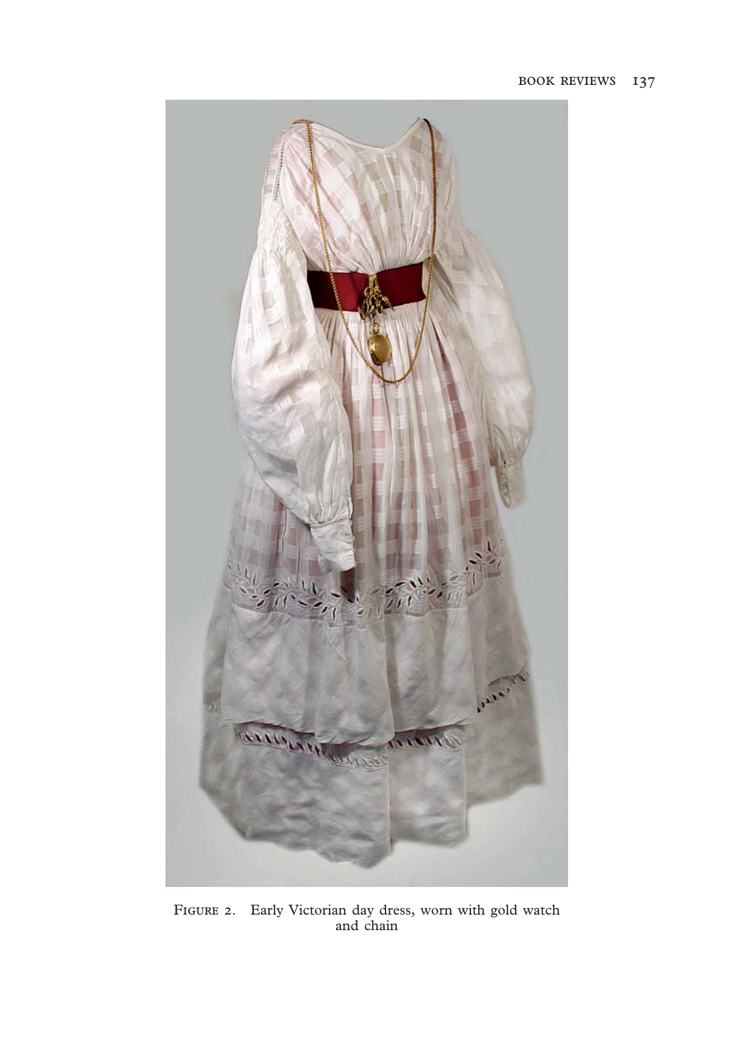Figure 2. Early Victorian day dress, worn with gold watch and chain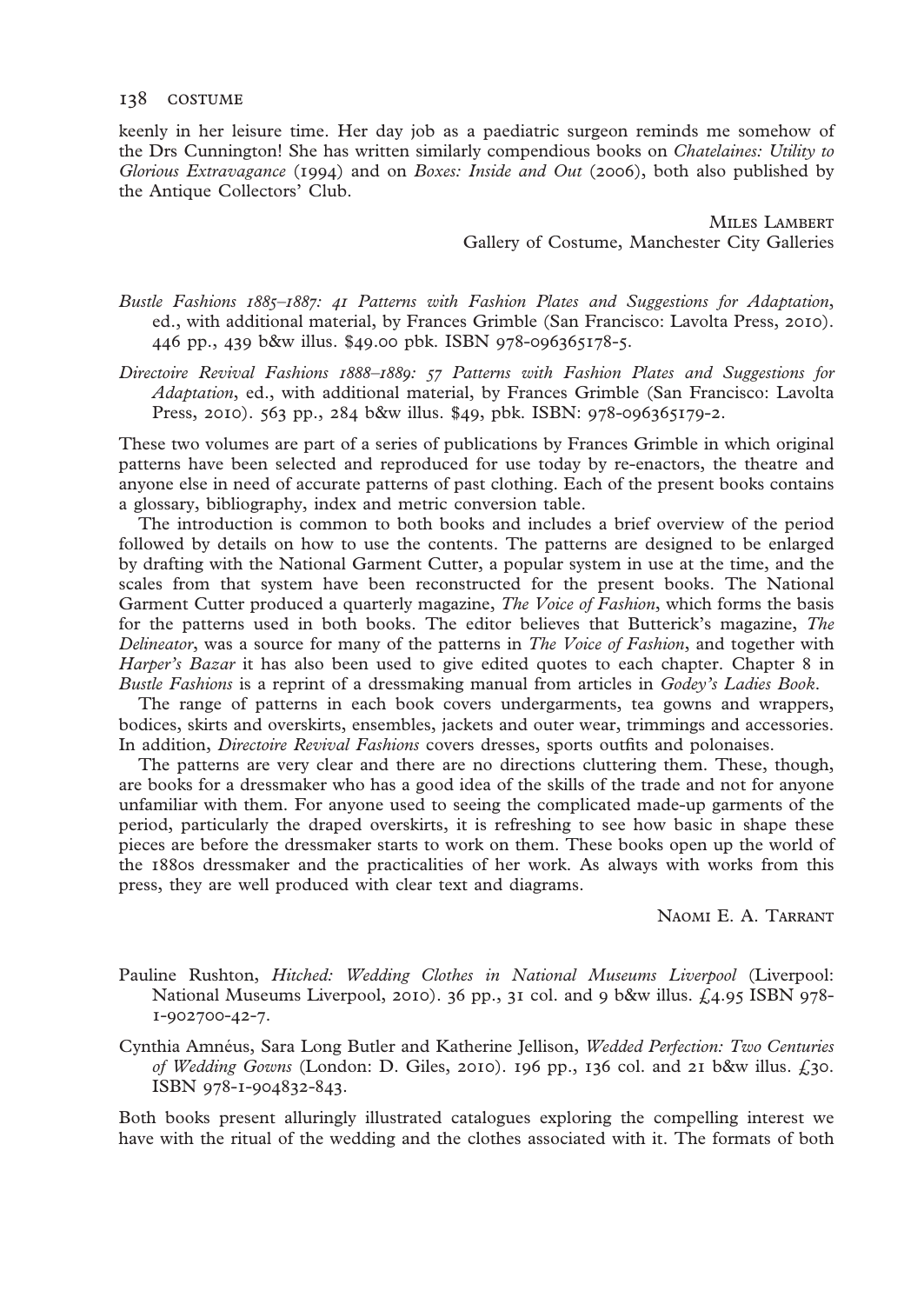keenly in her leisure time. Her day job as a paediatric surgeon reminds me somehow of the Drs Cunnington! She has written similarly compendious books on *Chatelaines: Utility to Glorious Extravagance* (1994) and on *Boxes: Inside and Out* (2006), both also published by the Antique Collectors' Club.

<div align="right">

Miles Lambert
Gallery of Costume, Manchester City Galleries

</div>

*Bustle Fashions 1885–1887: 41 Patterns with Fashion Plates and Suggestions for Adaptation*, ed., with additional material, by Frances Grimble (San Francisco: Lavolta Press, 2010). 446 pp., 439 b&w illus. $49.00 pbk. ISBN 978-096365178-5.

*Directoire Revival Fashions 1888–1889: 57 Patterns with Fashion Plates and Suggestions for Adaptation*, ed., with additional material, by Frances Grimble (San Francisco: Lavolta Press, 2010). 563 pp., 284 b&w illus. $49, pbk. ISBN: 978-096365179-2.

These two volumes are part of a series of publications by Frances Grimble in which original patterns have been selected and reproduced for use today by re-enactors, the theatre and anyone else in need of accurate patterns of past clothing. Each of the present books contains a glossary, bibliography, index and metric conversion table.

The introduction is common to both books and includes a brief overview of the period followed by details on how to use the contents. The patterns are designed to be enlarged by drafting with the National Garment Cutter, a popular system in use at the time, and the scales from that system have been reconstructed for the present books. The National Garment Cutter produced a quarterly magazine, *The Voice of Fashion*, which forms the basis for the patterns used in both books. The editor believes that Butterick's magazine, *The Delineator*, was a source for many of the patterns in *The Voice of Fashion*, and together with *Harper's Bazar* it has also been used to give edited quotes to each chapter. Chapter 8 in *Bustle Fashions* is a reprint of a dressmaking manual from articles in *Godey's Ladies Book*.

The range of patterns in each book covers undergarments, tea gowns and wrappers, bodices, skirts and overskirts, ensembles, jackets and outer wear, trimmings and accessories. In addition, *Directoire Revival Fashions* covers dresses, sports outfits and polonaises.

The patterns are very clear and there are no directions cluttering them. These, though, are books for a dressmaker who has a good idea of the skills of the trade and not for anyone unfamiliar with them. For anyone used to seeing the complicated made-up garments of the period, particularly the draped overskirts, it is refreshing to see how basic in shape these pieces are before the dressmaker starts to work on them. These books open up the world of the 1880s dressmaker and the practicalities of her work. As always with works from this press, they are well produced with clear text and diagrams.

<div align="right">

Naomi E. A. Tarrant

</div>

Pauline Rushton, *Hitched: Wedding Clothes in National Museums Liverpool* (Liverpool: National Museums Liverpool, 2010). 36 pp., 31 col. and 9 b&w illus. £4.95 ISBN 978-1-902700-42-7.

Cynthia Amnéus, Sara Long Butler and Katherine Jellison, *Wedded Perfection: Two Centuries of Wedding Gowns* (London: D. Giles, 2010). 196 pp., 136 col. and 21 b&w illus. £30. ISBN 978-1-904832-843.

Both books present alluringly illustrated catalogues exploring the compelling interest we have with the ritual of the wedding and the clothes associated with it. The formats of both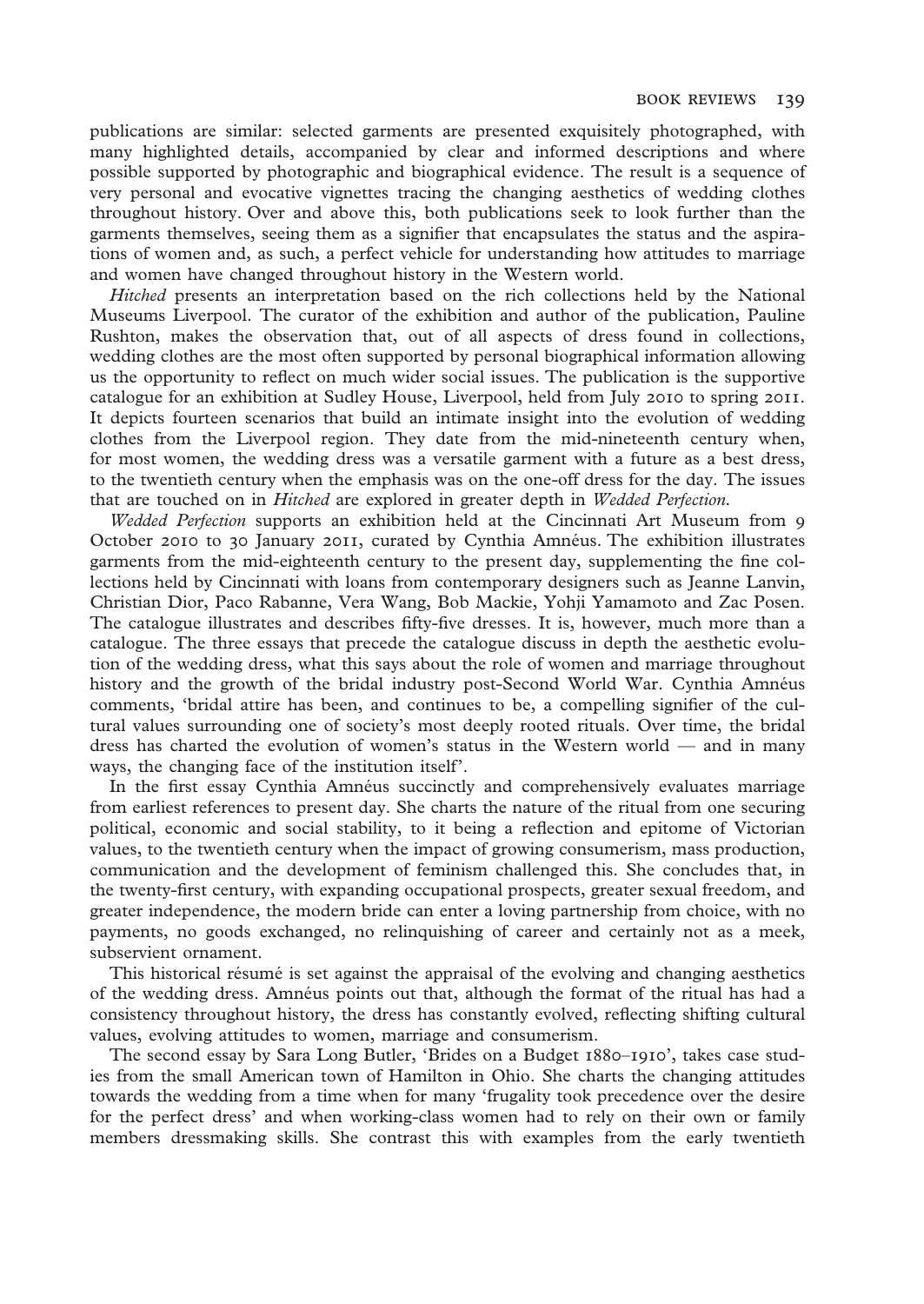publications are similar: selected garments are presented exquisitely photographed, with many highlighted details, accompanied by clear and informed descriptions and where possible supported by photographic and biographical evidence. The result is a sequence of very personal and evocative vignettes tracing the changing aesthetics of wedding clothes throughout history. Over and above this, both publications seek to look further than the garments themselves, seeing them as a signifier that encapsulates the status and the aspirations of women and, as such, a perfect vehicle for understanding how attitudes to marriage and women have changed throughout history in the Western world.

*Hitched* presents an interpretation based on the rich collections held by the National Museums Liverpool. The curator of the exhibition and author of the publication, Pauline Rushton, makes the observation that, out of all aspects of dress found in collections, wedding clothes are the most often supported by personal biographical information allowing us the opportunity to reflect on much wider social issues. The publication is the supportive catalogue for an exhibition at Sudley House, Liverpool, held from July 2010 to spring 2011. It depicts fourteen scenarios that build an intimate insight into the evolution of wedding clothes from the Liverpool region. They date from the mid-nineteenth century when, for most women, the wedding dress was a versatile garment with a future as a best dress, to the twentieth century when the emphasis was on the one-off dress for the day. The issues that are touched on in *Hitched* are explored in greater depth in *Wedded Perfection*.

*Wedded Perfection* supports an exhibition held at the Cincinnati Art Museum from 9 October 2010 to 30 January 2011, curated by Cynthia Amnéus. The exhibition illustrates garments from the mid-eighteenth century to the present day, supplementing the fine collections held by Cincinnati with loans from contemporary designers such as Jeanne Lanvin, Christian Dior, Paco Rabanne, Vera Wang, Bob Mackie, Yohji Yamamoto and Zac Posen. The catalogue illustrates and describes fifty-five dresses. It is, however, much more than a catalogue. The three essays that precede the catalogue discuss in depth the aesthetic evolution of the wedding dress, what this says about the role of women and marriage throughout history and the growth of the bridal industry post-Second World War. Cynthia Amnéus comments, 'bridal attire has been, and continues to be, a compelling signifier of the cultural values surrounding one of society's most deeply rooted rituals. Over time, the bridal dress has charted the evolution of women's status in the Western world — and in many ways, the changing face of the institution itself'.

In the first essay Cynthia Amnéus succinctly and comprehensively evaluates marriage from earliest references to present day. She charts the nature of the ritual from one securing political, economic and social stability, to it being a reflection and epitome of Victorian values, to the twentieth century when the impact of growing consumerism, mass production, communication and the development of feminism challenged this. She concludes that, in the twenty-first century, with expanding occupational prospects, greater sexual freedom, and greater independence, the modern bride can enter a loving partnership from choice, with no payments, no goods exchanged, no relinquishing of career and certainly not as a meek, subservient ornament.

This historical résumé is set against the appraisal of the evolving and changing aesthetics of the wedding dress. Amnéus points out that, although the format of the ritual has had a consistency throughout history, the dress has constantly evolved, reflecting shifting cultural values, evolving attitudes to women, marriage and consumerism.

The second essay by Sara Long Butler, 'Brides on a Budget 1880–1910', takes case studies from the small American town of Hamilton in Ohio. She charts the changing attitudes towards the wedding from a time when for many 'frugality took precedence over the desire for the perfect dress' and when working-class women had to rely on their own or family members dressmaking skills. She contrast this with examples from the early twentieth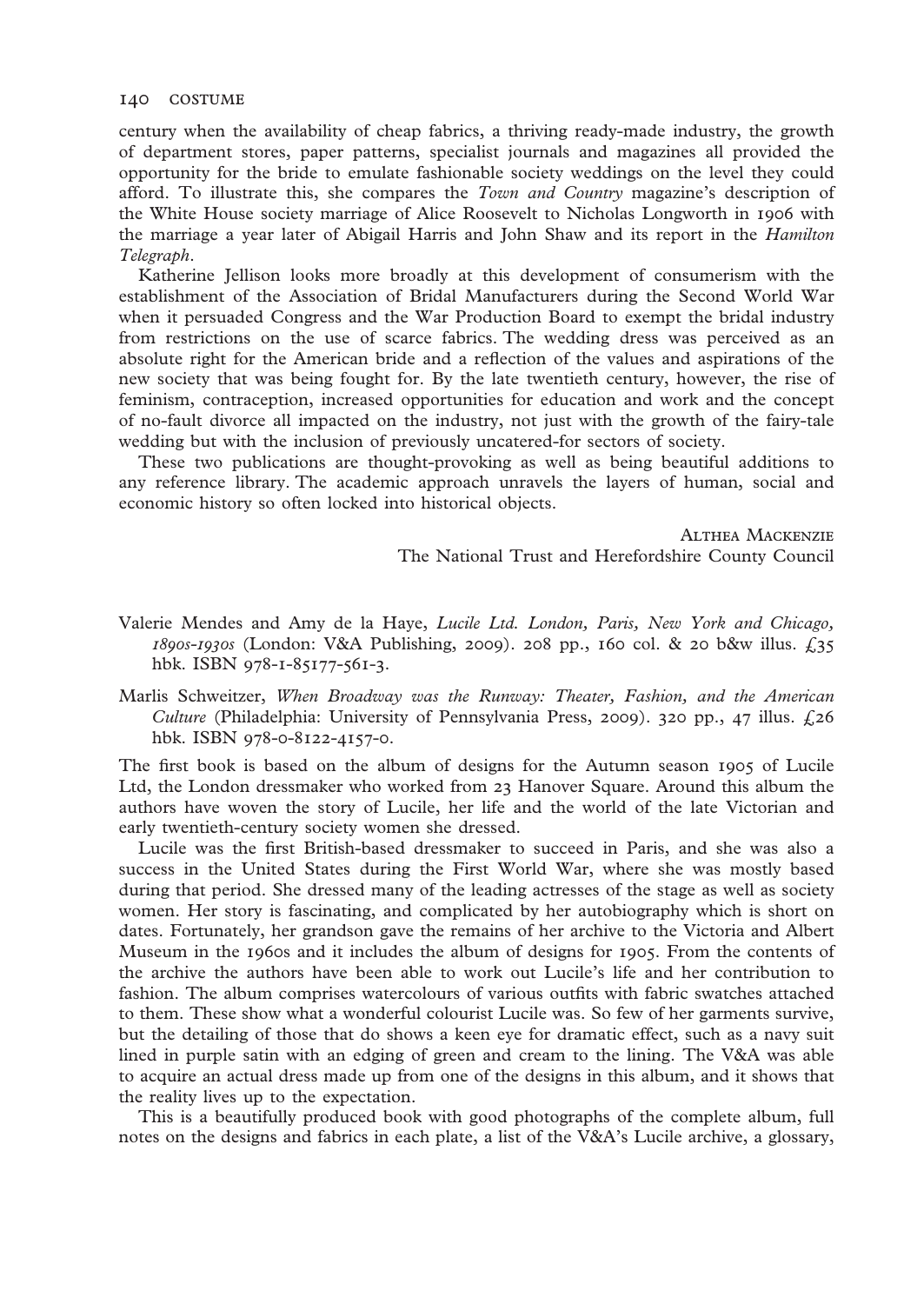century when the availability of cheap fabrics, a thriving ready-made industry, the growth of department stores, paper patterns, specialist journals and magazines all provided the opportunity for the bride to emulate fashionable society weddings on the level they could afford. To illustrate this, she compares the *Town and Country* magazine's description of the White House society marriage of Alice Roosevelt to Nicholas Longworth in 1906 with the marriage a year later of Abigail Harris and John Shaw and its report in the *Hamilton Telegraph*.

Katherine Jellison looks more broadly at this development of consumerism with the establishment of the Association of Bridal Manufacturers during the Second World War when it persuaded Congress and the War Production Board to exempt the bridal industry from restrictions on the use of scarce fabrics. The wedding dress was perceived as an absolute right for the American bride and a reflection of the values and aspirations of the new society that was being fought for. By the late twentieth century, however, the rise of feminism, contraception, increased opportunities for education and work and the concept of no-fault divorce all impacted on the industry, not just with the growth of the fairy-tale wedding but with the inclusion of previously uncatered-for sectors of society.

These two publications are thought-provoking as well as being beautiful additions to any reference library. The academic approach unravels the layers of human, social and economic history so often locked into historical objects.

Althea Mackenzie
The National Trust and Herefordshire County Council

Valerie Mendes and Amy de la Haye, *Lucile Ltd. London, Paris, New York and Chicago, 1890s–1930s* (London: V&A Publishing, 2009). 208 pp., 160 col. & 20 b&w illus. £35 hbk. ISBN 978-1-85177-561-3.

Marlis Schweitzer, *When Broadway was the Runway: Theater, Fashion, and the American Culture* (Philadelphia: University of Pennsylvania Press, 2009). 320 pp., 47 illus. £26 hbk. ISBN 978-0-8122-4157-0.

The first book is based on the album of designs for the Autumn season 1905 of Lucile Ltd, the London dressmaker who worked from 23 Hanover Square. Around this album the authors have woven the story of Lucile, her life and the world of the late Victorian and early twentieth-century society women she dressed.

Lucile was the first British-based dressmaker to succeed in Paris, and she was also a success in the United States during the First World War, where she was mostly based during that period. She dressed many of the leading actresses of the stage as well as society women. Her story is fascinating, and complicated by her autobiography which is short on dates. Fortunately, her grandson gave the remains of her archive to the Victoria and Albert Museum in the 1960s and it includes the album of designs for 1905. From the contents of the archive the authors have been able to work out Lucile's life and her contribution to fashion. The album comprises watercolours of various outfits with fabric swatches attached to them. These show what a wonderful colourist Lucile was. So few of her garments survive, but the detailing of those that do shows a keen eye for dramatic effect, such as a navy suit lined in purple satin with an edging of green and cream to the lining. The V&A was able to acquire an actual dress made up from one of the designs in this album, and it shows that the reality lives up to the expectation.

This is a beautifully produced book with good photographs of the complete album, full notes on the designs and fabrics in each plate, a list of the V&A's Lucile archive, a glossary,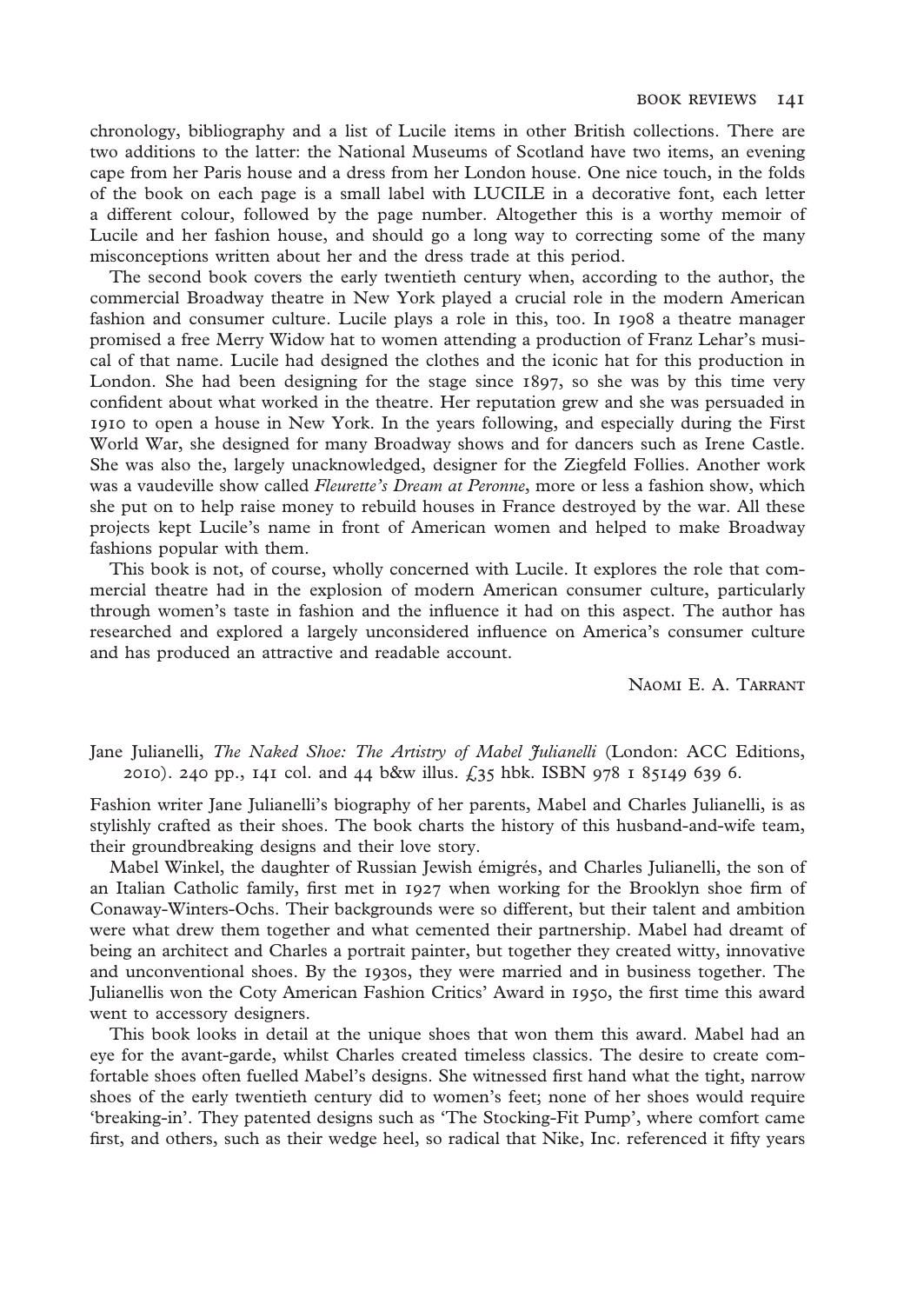chronology, bibliography and a list of Lucile items in other British collections. There are two additions to the latter: the National Museums of Scotland have two items, an evening cape from her Paris house and a dress from her London house. One nice touch, in the folds of the book on each page is a small label with LUCILE in a decorative font, each letter a different colour, followed by the page number. Altogether this is a worthy memoir of Lucile and her fashion house, and should go a long way to correcting some of the many misconceptions written about her and the dress trade at this period.

The second book covers the early twentieth century when, according to the author, the commercial Broadway theatre in New York played a crucial role in the modern American fashion and consumer culture. Lucile plays a role in this, too. In 1908 a theatre manager promised a free Merry Widow hat to women attending a production of Franz Lehar's musical of that name. Lucile had designed the clothes and the iconic hat for this production in London. She had been designing for the stage since 1897, so she was by this time very confident about what worked in the theatre. Her reputation grew and she was persuaded in 1910 to open a house in New York. In the years following, and especially during the First World War, she designed for many Broadway shows and for dancers such as Irene Castle. She was also the, largely unacknowledged, designer for the Ziegfeld Follies. Another work was a vaudeville show called *Fleurette's Dream at Peronne*, more or less a fashion show, which she put on to help raise money to rebuild houses in France destroyed by the war. All these projects kept Lucile's name in front of American women and helped to make Broadway fashions popular with them.

This book is not, of course, wholly concerned with Lucile. It explores the role that commercial theatre had in the explosion of modern American consumer culture, particularly through women's taste in fashion and the influence it had on this aspect. The author has researched and explored a largely unconsidered influence on America's consumer culture and has produced an attractive and readable account.

NAOMI E. A. TARRANT

Jane Julianelli, *The Naked Shoe: The Artistry of Mabel Julianelli* (London: ACC Editions, 2010). 240 pp., 141 col. and 44 b&w illus. £35 hbk. ISBN 978 1 85149 639 6.

Fashion writer Jane Julianelli's biography of her parents, Mabel and Charles Julianelli, is as stylishly crafted as their shoes. The book charts the history of this husband-and-wife team, their groundbreaking designs and their love story.

Mabel Winkel, the daughter of Russian Jewish émigrés, and Charles Julianelli, the son of an Italian Catholic family, first met in 1927 when working for the Brooklyn shoe firm of Conaway-Winters-Ochs. Their backgrounds were so different, but their talent and ambition were what drew them together and what cemented their partnership. Mabel had dreamt of being an architect and Charles a portrait painter, but together they created witty, innovative and unconventional shoes. By the 1930s, they were married and in business together. The Julianellis won the Coty American Fashion Critics' Award in 1950, the first time this award went to accessory designers.

This book looks in detail at the unique shoes that won them this award. Mabel had an eye for the avant-garde, whilst Charles created timeless classics. The desire to create comfortable shoes often fuelled Mabel's designs. She witnessed first hand what the tight, narrow shoes of the early twentieth century did to women's feet; none of her shoes would require 'breaking-in'. They patented designs such as 'The Stocking-Fit Pump', where comfort came first, and others, such as their wedge heel, so radical that Nike, Inc. referenced it fifty years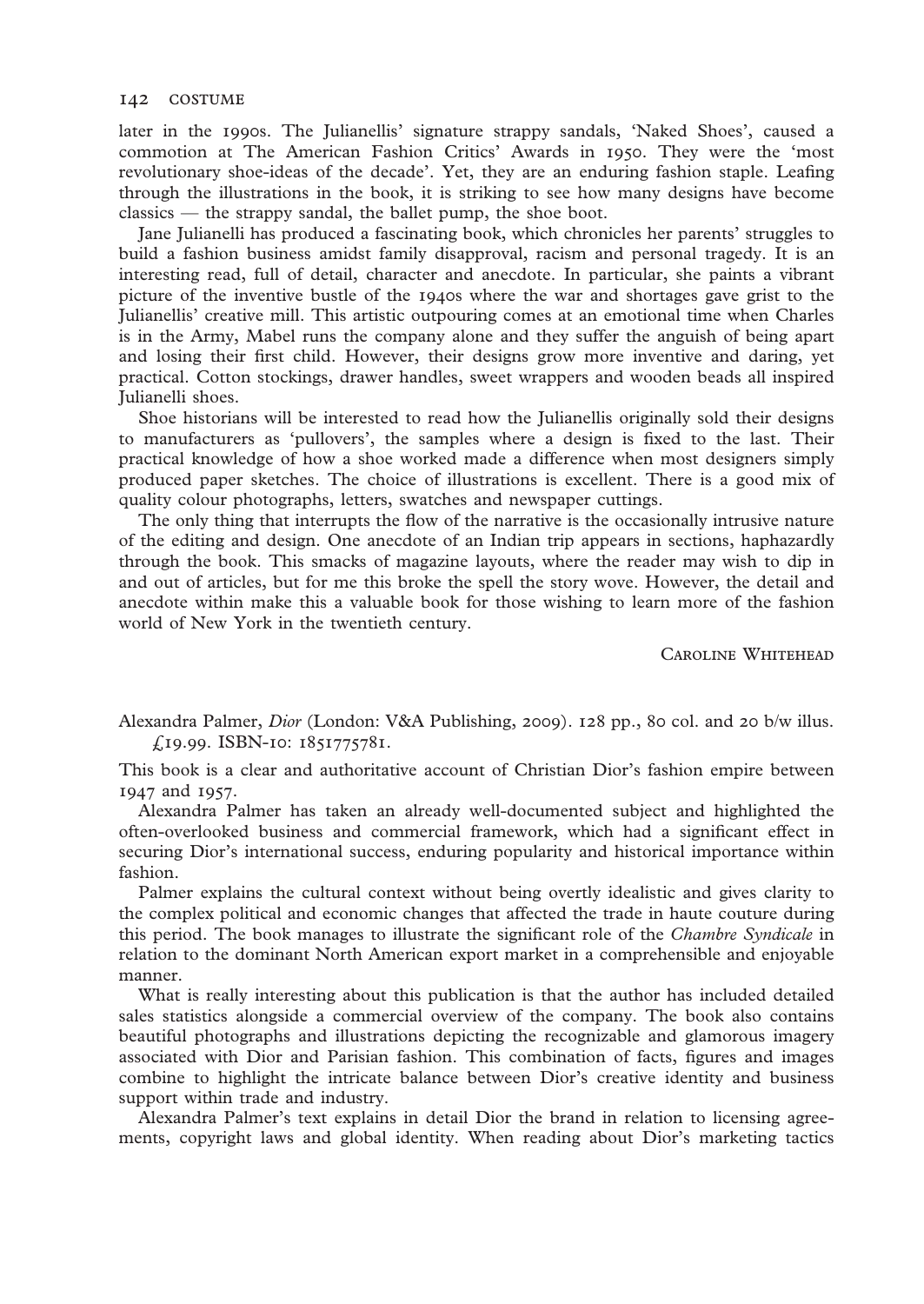later in the 1990s. The Julianellis' signature strappy sandals, 'Naked Shoes', caused a commotion at The American Fashion Critics' Awards in 1950. They were the 'most revolutionary shoe-ideas of the decade'. Yet, they are an enduring fashion staple. Leafing through the illustrations in the book, it is striking to see how many designs have become classics — the strappy sandal, the ballet pump, the shoe boot.

Jane Julianelli has produced a fascinating book, which chronicles her parents' struggles to build a fashion business amidst family disapproval, racism and personal tragedy. It is an interesting read, full of detail, character and anecdote. In particular, she paints a vibrant picture of the inventive bustle of the 1940s where the war and shortages gave grist to the Julianellis' creative mill. This artistic outpouring comes at an emotional time when Charles is in the Army, Mabel runs the company alone and they suffer the anguish of being apart and losing their first child. However, their designs grow more inventive and daring, yet practical. Cotton stockings, drawer handles, sweet wrappers and wooden beads all inspired Julianelli shoes.

Shoe historians will be interested to read how the Julianellis originally sold their designs to manufacturers as 'pullovers', the samples where a design is fixed to the last. Their practical knowledge of how a shoe worked made a difference when most designers simply produced paper sketches. The choice of illustrations is excellent. There is a good mix of quality colour photographs, letters, swatches and newspaper cuttings.

The only thing that interrupts the flow of the narrative is the occasionally intrusive nature of the editing and design. One anecdote of an Indian trip appears in sections, haphazardly through the book. This smacks of magazine layouts, where the reader may wish to dip in and out of articles, but for me this broke the spell the story wove. However, the detail and anecdote within make this a valuable book for those wishing to learn more of the fashion world of New York in the twentieth century.

CAROLINE WHITEHEAD

Alexandra Palmer, *Dior* (London: V&A Publishing, 2009). 128 pp., 80 col. and 20 b/w illus. £19.99. ISBN-10: 1851775781.

This book is a clear and authoritative account of Christian Dior's fashion empire between 1947 and 1957.

Alexandra Palmer has taken an already well-documented subject and highlighted the often-overlooked business and commercial framework, which had a significant effect in securing Dior's international success, enduring popularity and historical importance within fashion.

Palmer explains the cultural context without being overtly idealistic and gives clarity to the complex political and economic changes that affected the trade in haute couture during this period. The book manages to illustrate the significant role of the *Chambre Syndicale* in relation to the dominant North American export market in a comprehensible and enjoyable manner.

What is really interesting about this publication is that the author has included detailed sales statistics alongside a commercial overview of the company. The book also contains beautiful photographs and illustrations depicting the recognizable and glamorous imagery associated with Dior and Parisian fashion. This combination of facts, figures and images combine to highlight the intricate balance between Dior's creative identity and business support within trade and industry.

Alexandra Palmer's text explains in detail Dior the brand in relation to licensing agreements, copyright laws and global identity. When reading about Dior's marketing tactics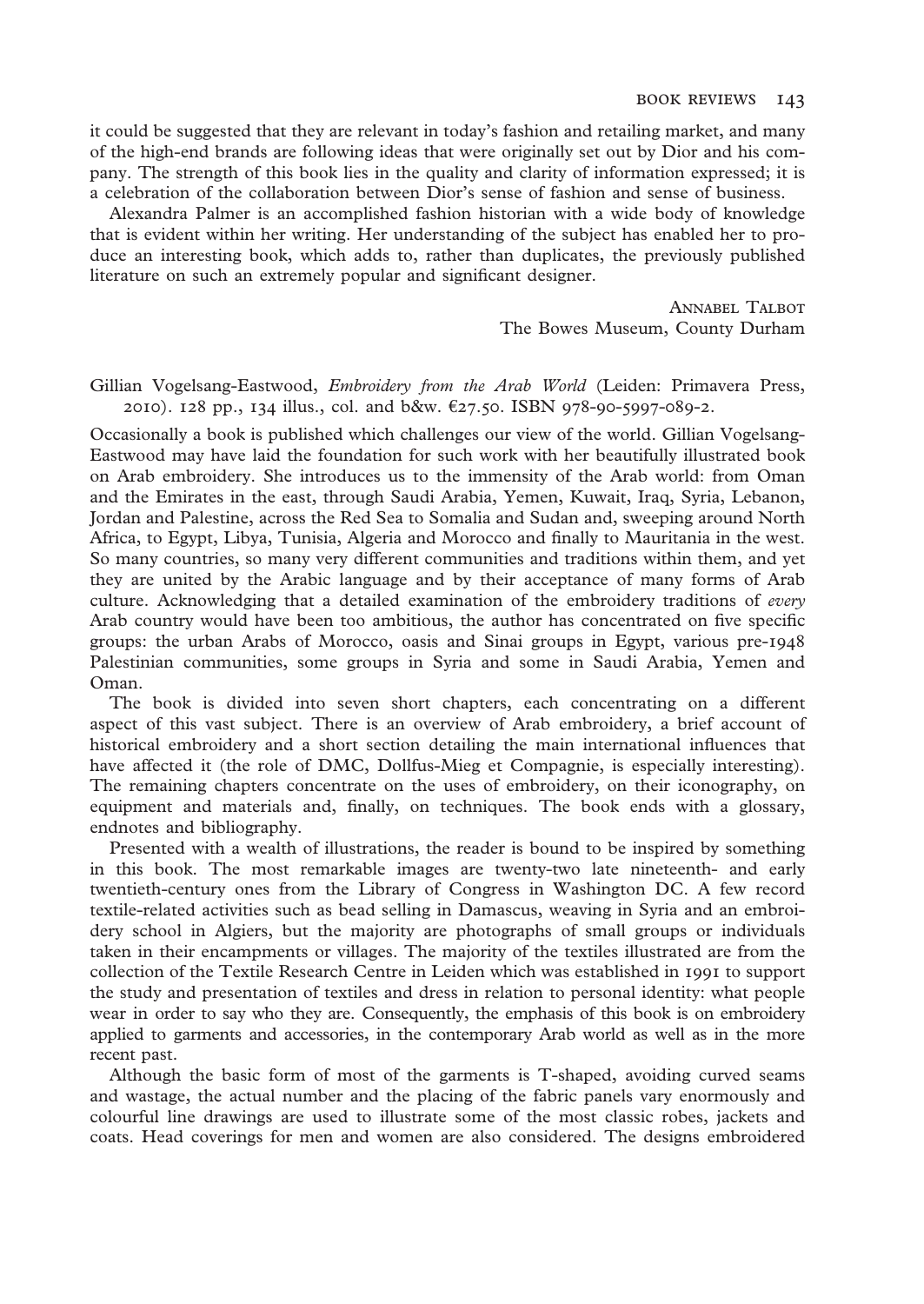it could be suggested that they are relevant in today's fashion and retailing market, and many of the high-end brands are following ideas that were originally set out by Dior and his company. The strength of this book lies in the quality and clarity of information expressed; it is a celebration of the collaboration between Dior's sense of fashion and sense of business.

Alexandra Palmer is an accomplished fashion historian with a wide body of knowledge that is evident within her writing. Her understanding of the subject has enabled her to produce an interesting book, which adds to, rather than duplicates, the previously published literature on such an extremely popular and significant designer.

Annabel Talbot
The Bowes Museum, County Durham

Gillian Vogelsang-Eastwood, *Embroidery from the Arab World* (Leiden: Primavera Press, 2010). 128 pp., 134 illus., col. and b&w. €27.50. ISBN 978-90-5997-089-2.

Occasionally a book is published which challenges our view of the world. Gillian Vogelsang-Eastwood may have laid the foundation for such work with her beautifully illustrated book on Arab embroidery. She introduces us to the immensity of the Arab world: from Oman and the Emirates in the east, through Saudi Arabia, Yemen, Kuwait, Iraq, Syria, Lebanon, Jordan and Palestine, across the Red Sea to Somalia and Sudan and, sweeping around North Africa, to Egypt, Libya, Tunisia, Algeria and Morocco and finally to Mauritania in the west. So many countries, so many very different communities and traditions within them, and yet they are united by the Arabic language and by their acceptance of many forms of Arab culture. Acknowledging that a detailed examination of the embroidery traditions of *every* Arab country would have been too ambitious, the author has concentrated on five specific groups: the urban Arabs of Morocco, oasis and Sinai groups in Egypt, various pre-1948 Palestinian communities, some groups in Syria and some in Saudi Arabia, Yemen and Oman.

The book is divided into seven short chapters, each concentrating on a different aspect of this vast subject. There is an overview of Arab embroidery, a brief account of historical embroidery and a short section detailing the main international influences that have affected it (the role of DMC, Dollfus-Mieg et Compagnie, is especially interesting). The remaining chapters concentrate on the uses of embroidery, on their iconography, on equipment and materials and, finally, on techniques. The book ends with a glossary, endnotes and bibliography.

Presented with a wealth of illustrations, the reader is bound to be inspired by something in this book. The most remarkable images are twenty-two late nineteenth- and early twentieth-century ones from the Library of Congress in Washington DC. A few record textile-related activities such as bead selling in Damascus, weaving in Syria and an embroidery school in Algiers, but the majority are photographs of small groups or individuals taken in their encampments or villages. The majority of the textiles illustrated are from the collection of the Textile Research Centre in Leiden which was established in 1991 to support the study and presentation of textiles and dress in relation to personal identity: what people wear in order to say who they are. Consequently, the emphasis of this book is on embroidery applied to garments and accessories, in the contemporary Arab world as well as in the more recent past.

Although the basic form of most of the garments is T-shaped, avoiding curved seams and wastage, the actual number and the placing of the fabric panels vary enormously and colourful line drawings are used to illustrate some of the most classic robes, jackets and coats. Head coverings for men and women are also considered. The designs embroidered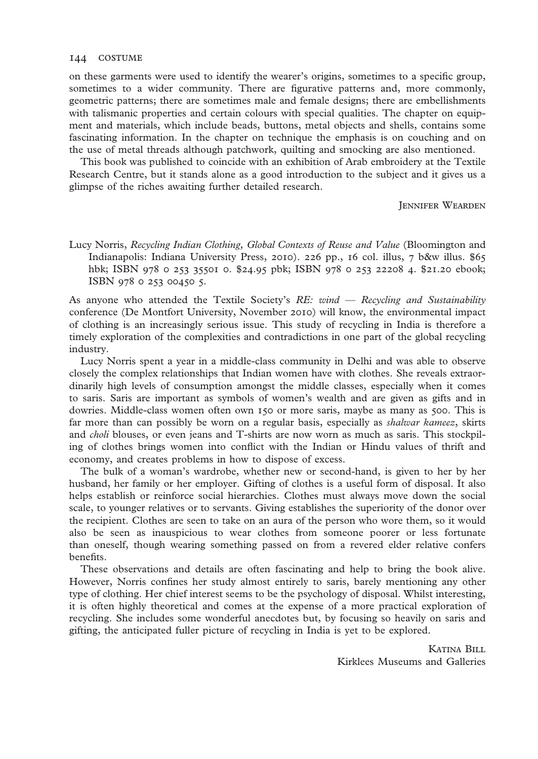on these garments were used to identify the wearer's origins, sometimes to a specific group, sometimes to a wider community. There are figurative patterns and, more commonly, geometric patterns; there are sometimes male and female designs; there are embellishments with talismanic properties and certain colours with special qualities. The chapter on equipment and materials, which include beads, buttons, metal objects and shells, contains some fascinating information. In the chapter on technique the emphasis is on couching and on the use of metal threads although patchwork, quilting and smocking are also mentioned.

This book was published to coincide with an exhibition of Arab embroidery at the Textile Research Centre, but it stands alone as a good introduction to the subject and it gives us a glimpse of the riches awaiting further detailed research.

JENNIFER WEARDEN

Lucy Norris, *Recycling Indian Clothing, Global Contexts of Reuse and Value* (Bloomington and Indianapolis: Indiana University Press, 2010). 226 pp., 16 col. illus, 7 b&w illus. $65 hbk; ISBN 978 0 253 35501 0. $24.95 pbk; ISBN 978 0 253 22208 4. $21.20 ebook; ISBN 978 0 253 00450 5.

As anyone who attended the Textile Society's *RE: wind — Recycling and Sustainability* conference (De Montfort University, November 2010) will know, the environmental impact of clothing is an increasingly serious issue. This study of recycling in India is therefore a timely exploration of the complexities and contradictions in one part of the global recycling industry.

Lucy Norris spent a year in a middle-class community in Delhi and was able to observe closely the complex relationships that Indian women have with clothes. She reveals extraordinarily high levels of consumption amongst the middle classes, especially when it comes to saris. Saris are important as symbols of women's wealth and are given as gifts and in dowries. Middle-class women often own 150 or more saris, maybe as many as 500. This is far more than can possibly be worn on a regular basis, especially as *shalwar kameez*, skirts and *choli* blouses, or even jeans and T-shirts are now worn as much as saris. This stockpiling of clothes brings women into conflict with the Indian or Hindu values of thrift and economy, and creates problems in how to dispose of excess.

The bulk of a woman's wardrobe, whether new or second-hand, is given to her by her husband, her family or her employer. Gifting of clothes is a useful form of disposal. It also helps establish or reinforce social hierarchies. Clothes must always move down the social scale, to younger relatives or to servants. Giving establishes the superiority of the donor over the recipient. Clothes are seen to take on an aura of the person who wore them, so it would also be seen as inauspicious to wear clothes from someone poorer or less fortunate than oneself, though wearing something passed on from a revered elder relative confers benefits.

These observations and details are often fascinating and help to bring the book alive. However, Norris confines her study almost entirely to saris, barely mentioning any other type of clothing. Her chief interest seems to be the psychology of disposal. Whilst interesting, it is often highly theoretical and comes at the expense of a more practical exploration of recycling. She includes some wonderful anecdotes but, by focusing so heavily on saris and gifting, the anticipated fuller picture of recycling in India is yet to be explored.

KATINA BILL
Kirklees Museums and Galleries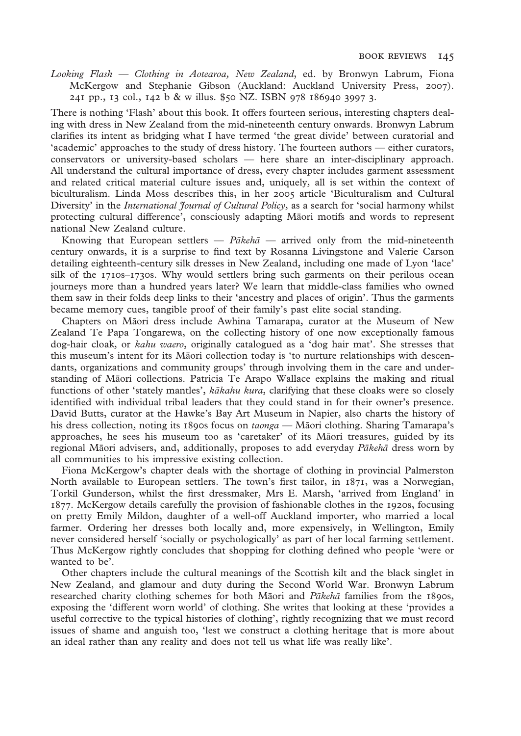*Looking Flash — Clothing in Aotearoa, New Zealand*, ed. by Bronwyn Labrum, Fiona McKergow and Stephanie Gibson (Auckland: Auckland University Press, 2007). 241 pp., 13 col., 142 b & w illus. $50 NZ. ISBN 978 186940 3997 3.

There is nothing 'Flash' about this book. It offers fourteen serious, interesting chapters dealing with dress in New Zealand from the mid-nineteenth century onwards. Bronwyn Labrum clarifies its intent as bridging what I have termed 'the great divide' between curatorial and 'academic' approaches to the study of dress history. The fourteen authors — either curators, conservators or university-based scholars — here share an inter-disciplinary approach. All understand the cultural importance of dress, every chapter includes garment assessment and related critical material culture issues and, uniquely, all is set within the context of biculturalism. Linda Moss describes this, in her 2005 article 'Biculturalism and Cultural Diversity' in the *International Journal of Cultural Policy*, as a search for 'social harmony whilst protecting cultural difference', consciously adapting Māori motifs and words to represent national New Zealand culture.

Knowing that European settlers — *Pākehā* — arrived only from the mid-nineteenth century onwards, it is a surprise to find text by Rosanna Livingstone and Valerie Carson detailing eighteenth-century silk dresses in New Zealand, including one made of Lyon 'lace' silk of the 1710s–1730s. Why would settlers bring such garments on their perilous ocean journeys more than a hundred years later? We learn that middle-class families who owned them saw in their folds deep links to their 'ancestry and places of origin'. Thus the garments became memory cues, tangible proof of their family's past elite social standing.

Chapters on Māori dress include Awhina Tamarapa, curator at the Museum of New Zealand Te Papa Tongarewa, on the collecting history of one now exceptionally famous dog-hair cloak, or *kahu waero*, originally catalogued as a 'dog hair mat'. She stresses that this museum's intent for its Māori collection today is 'to nurture relationships with descendants, organizations and community groups' through involving them in the care and understanding of Māori collections. Patricia Te Arapo Wallace explains the making and ritual functions of other 'stately mantles', *kākahu kura*, clarifying that these cloaks were so closely identified with individual tribal leaders that they could stand in for their owner's presence. David Butts, curator at the Hawke's Bay Art Museum in Napier, also charts the history of his dress collection, noting its 1890s focus on *taonga* — Māori clothing. Sharing Tamarapa's approaches, he sees his museum too as 'caretaker' of its Māori treasures, guided by its regional Māori advisers, and, additionally, proposes to add everyday *Pākehā* dress worn by all communities to his impressive existing collection.

Fiona McKergow's chapter deals with the shortage of clothing in provincial Palmerston North available to European settlers. The town's first tailor, in 1871, was a Norwegian, Torkil Gunderson, whilst the first dressmaker, Mrs E. Marsh, 'arrived from England' in 1877. McKergow details carefully the provision of fashionable clothes in the 1920s, focusing on pretty Emily Mildon, daughter of a well-off Auckland importer, who married a local farmer. Ordering her dresses both locally and, more expensively, in Wellington, Emily never considered herself 'socially or psychologically' as part of her local farming settlement. Thus McKergow rightly concludes that shopping for clothing defined who people 'were or wanted to be'.

Other chapters include the cultural meanings of the Scottish kilt and the black singlet in New Zealand, and glamour and duty during the Second World War. Bronwyn Labrum researched charity clothing schemes for both Māori and *Pākehā* families from the 1890s, exposing the 'different worn world' of clothing. She writes that looking at these 'provides a useful corrective to the typical histories of clothing', rightly recognizing that we must record issues of shame and anguish too, 'lest we construct a clothing heritage that is more about an ideal rather than any reality and does not tell us what life was really like'.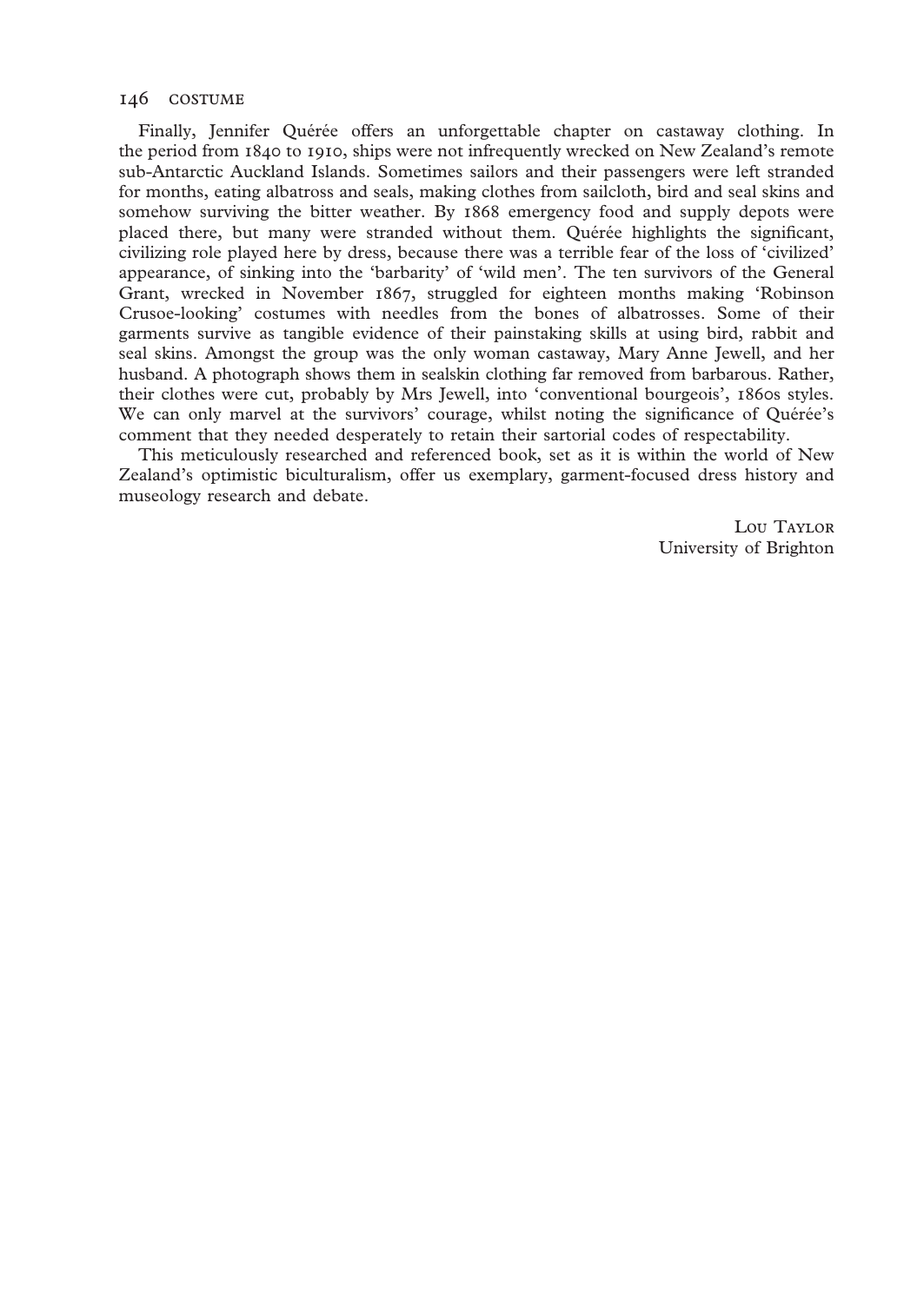Finally, Jennifer Quérée offers an unforgettable chapter on castaway clothing. In the period from 1840 to 1910, ships were not infrequently wrecked on New Zealand's remote sub-Antarctic Auckland Islands. Sometimes sailors and their passengers were left stranded for months, eating albatross and seals, making clothes from sailcloth, bird and seal skins and somehow surviving the bitter weather. By 1868 emergency food and supply depots were placed there, but many were stranded without them. Quérée highlights the significant, civilizing role played here by dress, because there was a terrible fear of the loss of 'civilized' appearance, of sinking into the 'barbarity' of 'wild men'. The ten survivors of the General Grant, wrecked in November 1867, struggled for eighteen months making 'Robinson Crusoe-looking' costumes with needles from the bones of albatrosses. Some of their garments survive as tangible evidence of their painstaking skills at using bird, rabbit and seal skins. Amongst the group was the only woman castaway, Mary Anne Jewell, and her husband. A photograph shows them in sealskin clothing far removed from barbarous. Rather, their clothes were cut, probably by Mrs Jewell, into 'conventional bourgeois', 1860s styles. We can only marvel at the survivors' courage, whilst noting the significance of Quérée's comment that they needed desperately to retain their sartorial codes of respectability.

This meticulously researched and referenced book, set as it is within the world of New Zealand's optimistic biculturalism, offer us exemplary, garment-focused dress history and museology research and debate.

Lou Taylor
University of Brighton